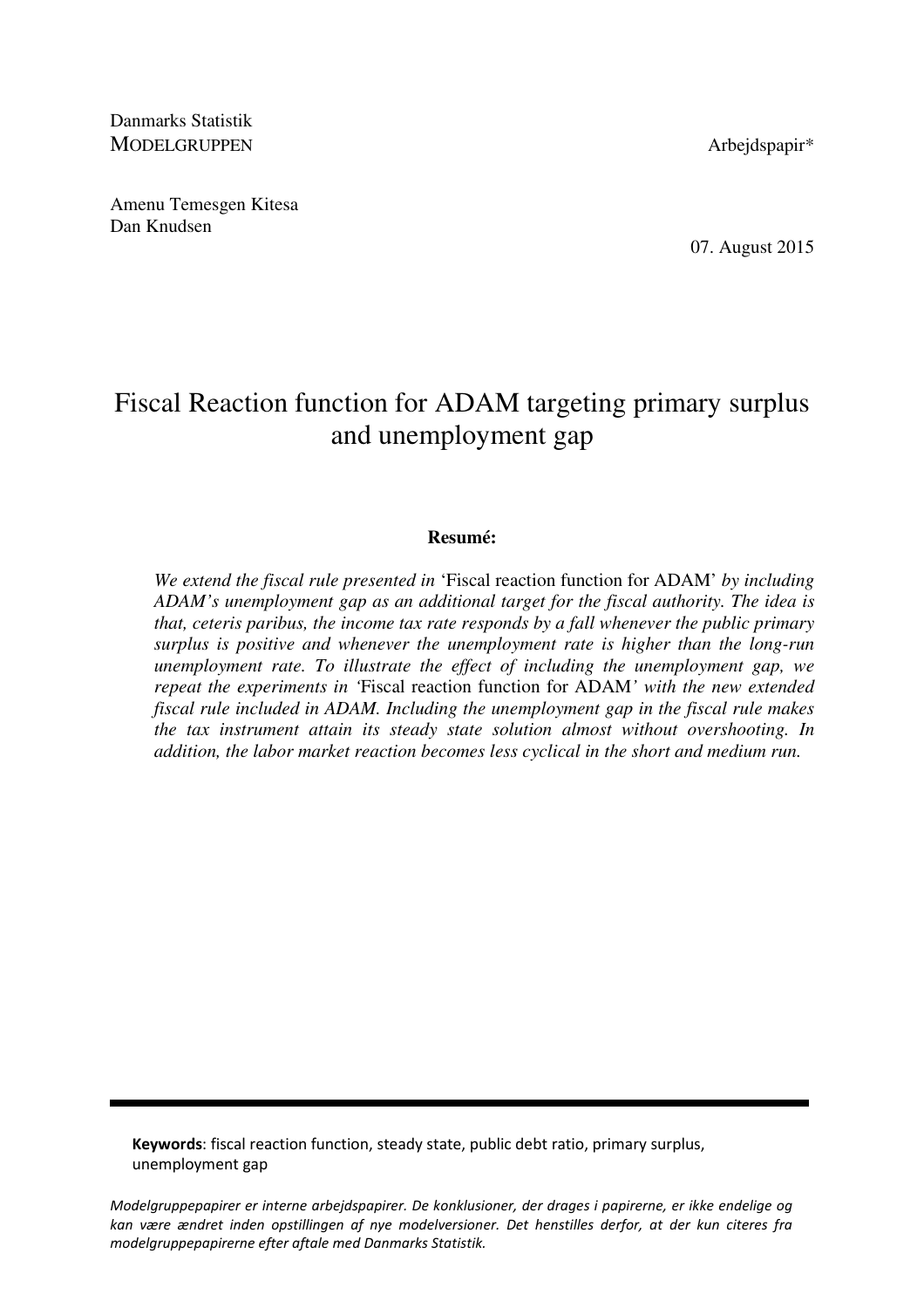Danmarks Statistik
MODELGRUPPEN

Arbejdspapir*

Amenu Temesgen Kitesa
Dan Knudsen

07. August 2015

# Fiscal Reaction function for ADAM targeting primary surplus and unemployment gap

**Resumé:**

*We extend the fiscal rule presented in* 'Fiscal reaction function for ADAM' *by including ADAM's unemployment gap as an additional target for the fiscal authority. The idea is that, ceteris paribus, the income tax rate responds by a fall whenever the public primary surplus is positive and whenever the unemployment rate is higher than the long-run unemployment rate. To illustrate the effect of including the unemployment gap, we repeat the experiments in '*Fiscal reaction function for ADAM*' with the new extended fiscal rule included in ADAM. Including the unemployment gap in the fiscal rule makes the tax instrument attain its steady state solution almost without overshooting. In addition, the labor market reaction becomes less cyclical in the short and medium run.*

---

**Keywords**: fiscal reaction function, steady state, public debt ratio, primary surplus, unemployment gap

*Modelgruppepapirer er interne arbejdspapirer. De konklusioner, der drages i papirerne, er ikke endelige og kan være ændret inden opstillingen af nye modelversioner. Det henstilles derfor, at der kun citeres fra modelgruppepapirerne efter aftale med Danmarks Statistik.*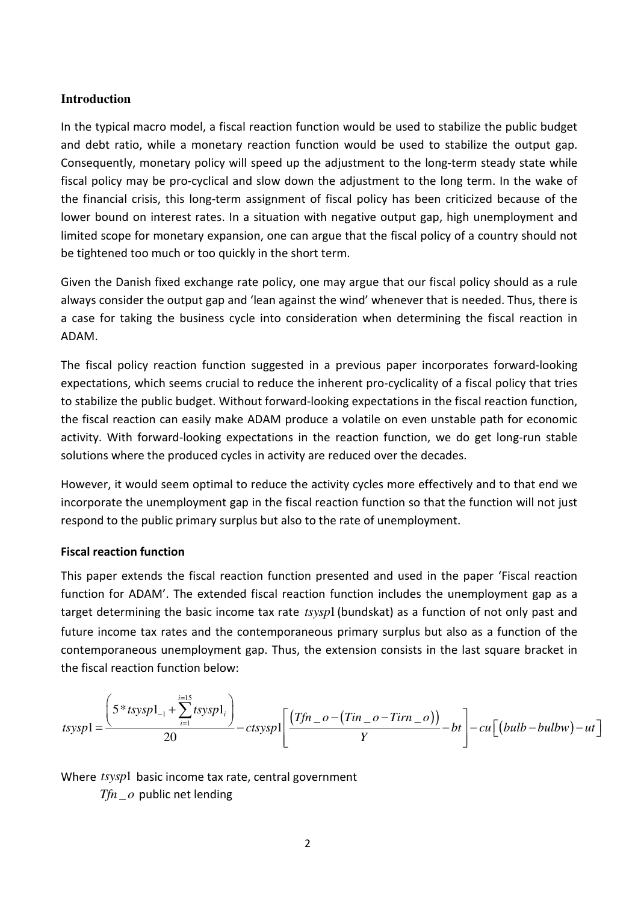## Introduction

In the typical macro model, a fiscal reaction function would be used to stabilize the public budget and debt ratio, while a monetary reaction function would be used to stabilize the output gap. Consequently, monetary policy will speed up the adjustment to the long-term steady state while fiscal policy may be pro-cyclical and slow down the adjustment to the long term. In the wake of the financial crisis, this long-term assignment of fiscal policy has been criticized because of the lower bound on interest rates. In a situation with negative output gap, high unemployment and limited scope for monetary expansion, one can argue that the fiscal policy of a country should not be tightened too much or too quickly in the short term.

Given the Danish fixed exchange rate policy, one may argue that our fiscal policy should as a rule always consider the output gap and 'lean against the wind' whenever that is needed. Thus, there is a case for taking the business cycle into consideration when determining the fiscal reaction in ADAM.

The fiscal policy reaction function suggested in a previous paper incorporates forward-looking expectations, which seems crucial to reduce the inherent pro-cyclicality of a fiscal policy that tries to stabilize the public budget. Without forward-looking expectations in the fiscal reaction function, the fiscal reaction can easily make ADAM produce a volatile on even unstable path for economic activity. With forward-looking expectations in the reaction function, we do get long-run stable solutions where the produced cycles in activity are reduced over the decades.

However, it would seem optimal to reduce the activity cycles more effectively and to that end we incorporate the unemployment gap in the fiscal reaction function so that the function will not just respond to the public primary surplus but also to the rate of unemployment.

### Fiscal reaction function

This paper extends the fiscal reaction function presented and used in the paper 'Fiscal reaction function for ADAM'. The extended fiscal reaction function includes the unemployment gap as a target determining the basic income tax rate $tsysp1$ (bundskat) as a function of not only past and future income tax rates and the contemporaneous primary surplus but also as a function of the contemporaneous unemployment gap. Thus, the extension consists in the last square bracket in the fiscal reaction function below:

$$tsysp1 = \frac{\left(5 * tsysp1_{-1} + \sum_{i=1}^{i=15} tsysp1_i\right)}{20} - ctsysp1\left[\frac{\left(Tfn\_o - (Tin\_o - Tirn\_o)\right)}{Y} - bt\right] - cu\left[(bulb - bulbw) - ut\right]$$

Where $tsysp1$ basic income tax rate, central government

$Tfn\_o$ public net lending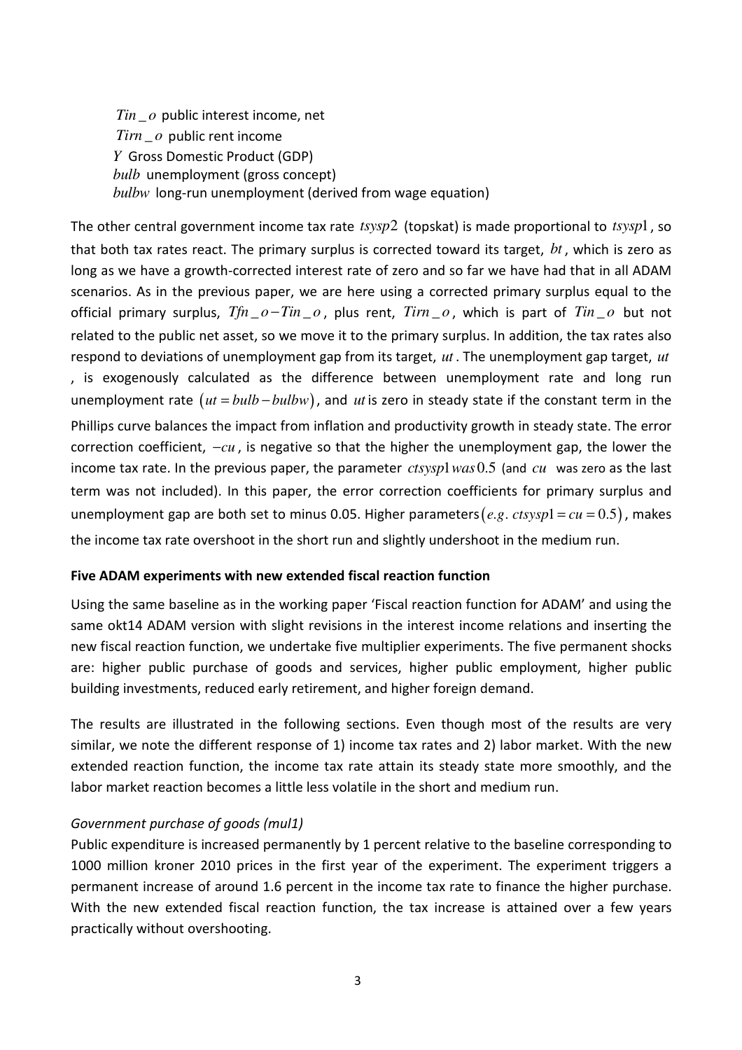$Tin\_o$ public interest income, net
$Tirn\_o$ public rent income
$Y$ Gross Domestic Product (GDP)
$bulb$ unemployment (gross concept)
$bulbw$ long-run unemployment (derived from wage equation)

The other central government income tax rate $tsysp2$ (topskat) is made proportional to $tsysp1$, so that both tax rates react. The primary surplus is corrected toward its target, $bt$, which is zero as long as we have a growth-corrected interest rate of zero and so far we have had that in all ADAM scenarios. As in the previous paper, we are here using a corrected primary surplus equal to the official primary surplus, $Tfn\_o - Tin\_o$, plus rent, $Tirn\_o$, which is part of $Tin\_o$ but not related to the public net asset, so we move it to the primary surplus. In addition, the tax rates also respond to deviations of unemployment gap from its target, $ut$. The unemployment gap target, $ut$, is exogenously calculated as the difference between unemployment rate and long run unemployment rate $(ut = bulb - bulbw)$, and $ut$ is zero in steady state if the constant term in the Phillips curve balances the impact from inflation and productivity growth in steady state. The error correction coefficient, $-cu$, is negative so that the higher the unemployment gap, the lower the income tax rate. In the previous paper, the parameter $ctsysp1$ was $0.5$ (and $cu$ was zero as the last term was not included). In this paper, the error correction coefficients for primary surplus and unemployment gap are both set to minus 0.05. Higher parameters $(e.g.\ ctsysp1 = cu = 0.5)$, makes the income tax rate overshoot in the short run and slightly undershoot in the medium run.

**Five ADAM experiments with new extended fiscal reaction function**

Using the same baseline as in the working paper 'Fiscal reaction function for ADAM' and using the same okt14 ADAM version with slight revisions in the interest income relations and inserting the new fiscal reaction function, we undertake five multiplier experiments. The five permanent shocks are: higher public purchase of goods and services, higher public employment, higher public building investments, reduced early retirement, and higher foreign demand.

The results are illustrated in the following sections. Even though most of the results are very similar, we note the different response of 1) income tax rates and 2) labor market. With the new extended reaction function, the income tax rate attain its steady state more smoothly, and the labor market reaction becomes a little less volatile in the short and medium run.

*Government purchase of goods (mul1)*

Public expenditure is increased permanently by 1 percent relative to the baseline corresponding to 1000 million kroner 2010 prices in the first year of the experiment. The experiment triggers a permanent increase of around 1.6 percent in the income tax rate to finance the higher purchase. With the new extended fiscal reaction function, the tax increase is attained over a few years practically without overshooting.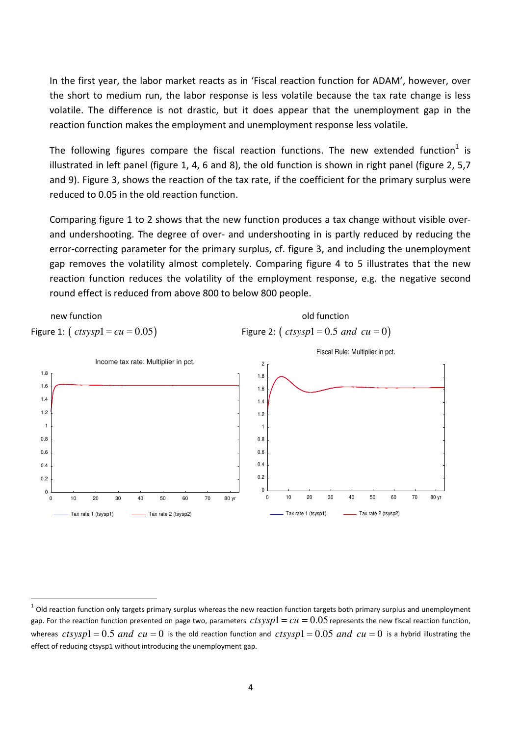In the first year, the labor market reacts as in 'Fiscal reaction function for ADAM', however, over the short to medium run, the labor response is less volatile because the tax rate change is less volatile. The difference is not drastic, but it does appear that the unemployment gap in the reaction function makes the employment and unemployment response less volatile.

The following figures compare the fiscal reaction functions. The new extended function[1] is illustrated in left panel (figure 1, 4, 6 and 8), the old function is shown in right panel (figure 2, 5,7 and 9). Figure 3, shows the reaction of the tax rate, if the coefficient for the primary surplus were reduced to 0.05 in the old reaction function.

Comparing figure 1 to 2 shows that the new function produces a tax change without visible over- and undershooting. The degree of over- and undershooting in is partly reduced by reducing the error-correcting parameter for the primary surplus, cf. figure 3, and including the unemployment gap removes the volatility almost completely. Comparing figure 4 to 5 illustrates that the new reaction function reduces the volatility of the employment response, e.g. the negative second round effect is reduced from above 800 to below 800 people.

new function

Figure 1: ( $ctsysp1 = cu = 0.05$ )

Income tax rate: Multiplier in pct.

Tax rate 1 (tsysp1) Tax rate 2 (tsysp2)

old function

Figure 2: ( $ctsysp1 = 0.5\ and\ cu = 0$ )

Fiscal Rule: Multiplier in pct.

Tax rate 1 (tsysp1) Tax rate 2 (tsysp2)

[1] Old reaction function only targets primary surplus whereas the new reaction function targets both primary surplus and unemployment gap. For the reaction function presented on page two, parameters $ctsysp1 = cu = 0.05$ represents the new fiscal reaction function, whereas $ctsysp1 = 0.5\ and\ cu = 0$ is the old reaction function and $ctsysp1 = 0.05\ and\ cu = 0$ is a hybrid illustrating the effect of reducing ctsysp1 without introducing the unemployment gap.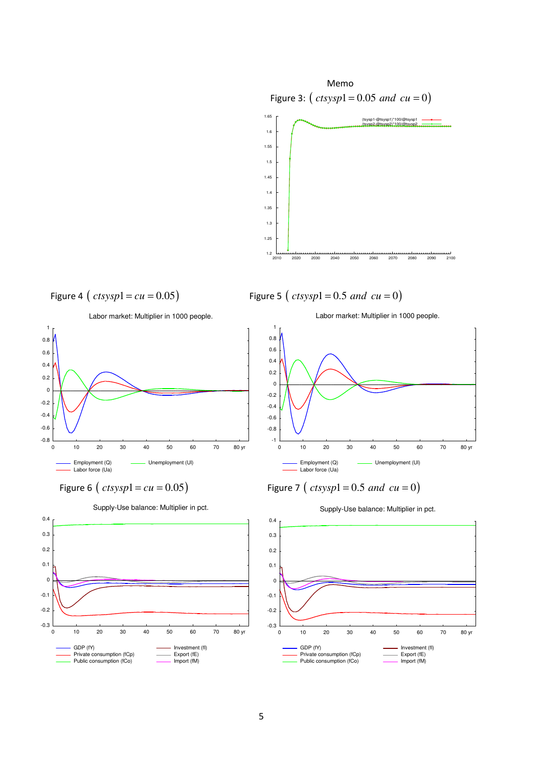Memo

Figure 3: $\left( ctsysp1 = 0.05 \;\; and \;\; cu = 0 \right)$

(tsysp1-@tsysp1)*100/@tsysp1
(tsysp2-@tsysp2)*100/@tsysp2

Figure 4 $\left( ctsysp1 = cu = 0.05 \right)$

Labor market: Multiplier in 1000 people.

Employment (Q) Unemployment (Ul) Labor force (Ua)

Figure 5 $\left( ctsysp1 = 0.5 \;\; and \;\; cu = 0 \right)$

Labor market: Multiplier in 1000 people.

Employment (Q) Unemployment (Ul) Labor force (Ua)

Figure 6 $\left( ctsysp1 = cu = 0.05 \right)$

Supply-Use balance: Multiplier in pct.

GDP (fY) Investment (fI) Private consumption (fCp) Export (fE) Public consumption (fCo) Import (fM)

Figure 7 $\left( ctsysp1 = 0.5 \;\; and \;\; cu = 0 \right)$

Supply-Use balance: Multiplier in pct.

GDP (fY) Investment (fI) Private consumption (fCp) Export (fE) Public consumption (fCo) Import (fM)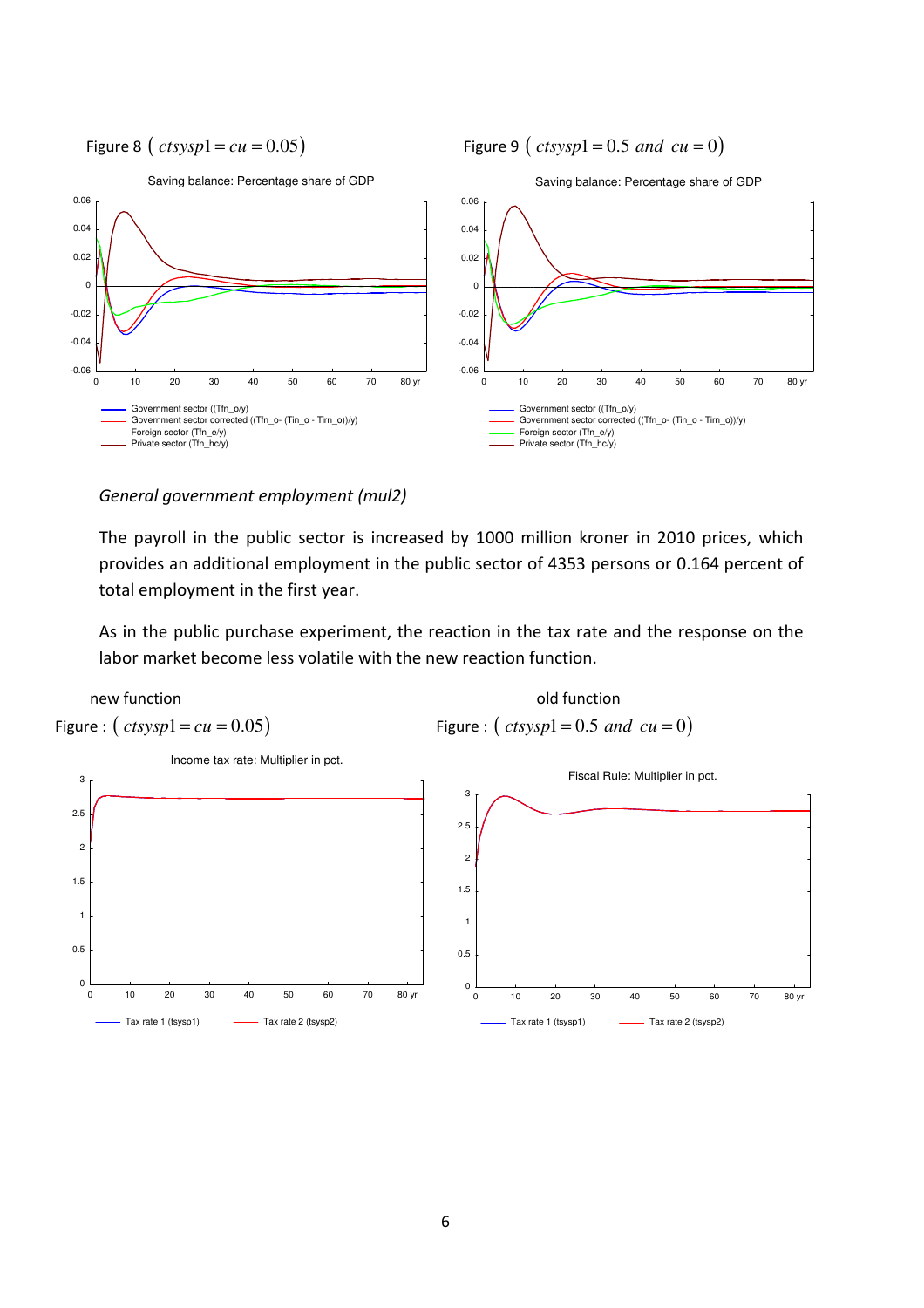Figure 8 $\left( ctsysp1 = cu = 0.05 \right)$

Figure 9 $\left( ctsysp1 = 0.5 \ and \ cu = 0 \right)$

Saving balance: Percentage share of GDP

- Government sector ((Tfn_o/y)
- Government sector corrected ((Tfn_o- (Tin_o - Tirn_o))/y)
- Foreign sector (Tfn_e/y)
- Private sector (Tfn_hc/y)

*General government employment (mul2)*

The payroll in the public sector is increased by 1000 million kroner in 2010 prices, which provides an additional employment in the public sector of 4353 persons or 0.164 percent of total employment in the first year.

As in the public purchase experiment, the reaction in the tax rate and the response on the labor market become less volatile with the new reaction function.

new function

Figure : $\left( ctsysp1 = cu = 0.05 \right)$

Income tax rate: Multiplier in pct.

old function

Figure : $\left( ctsysp1 = 0.5 \ and \ cu = 0 \right)$

Fiscal Rule: Multiplier in pct.

- Tax rate 1 (tsysp1)
- Tax rate 2 (tsysp2)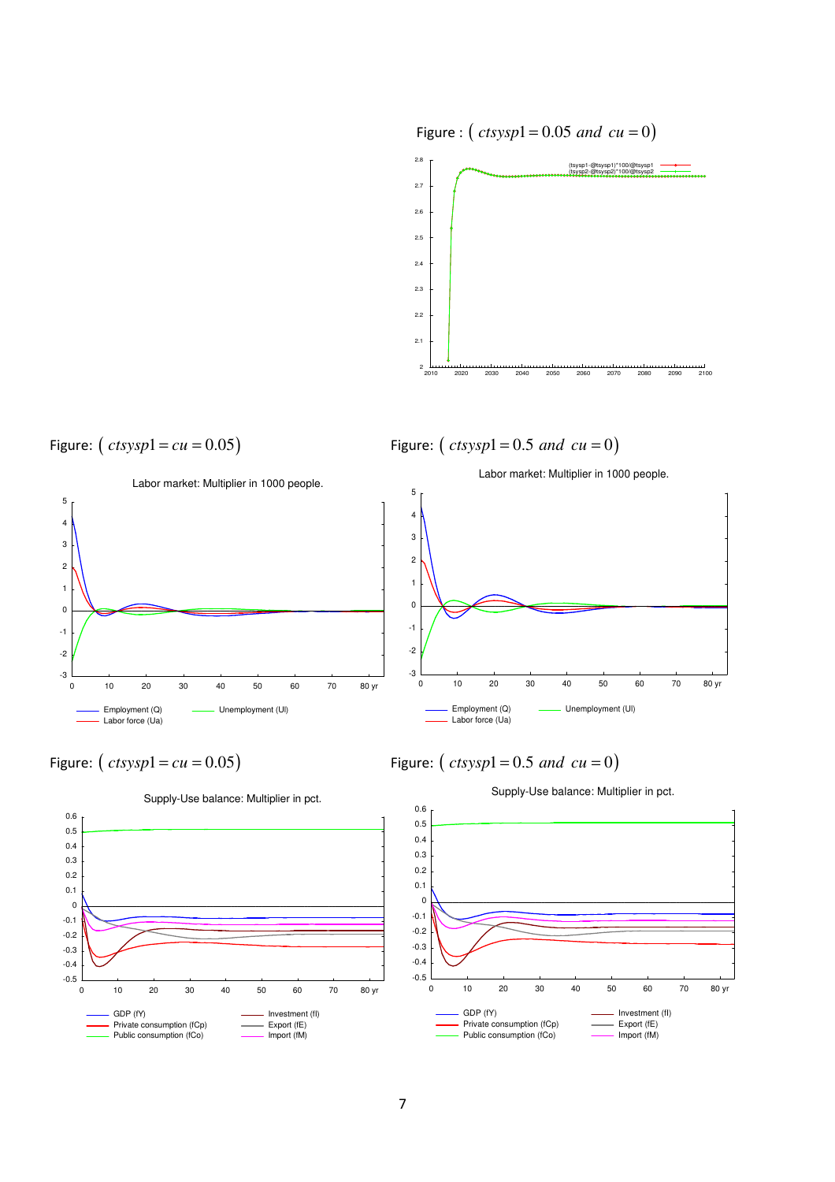Figure : $\left( ctsysp1 = 0.05 \ and \ cu = 0 \right)$

Figure: $\left( ctsysp1 = cu = 0.05 \right)$

Figure: $\left( ctsysp1 = 0.5 \ and \ cu = 0 \right)$

Labor market: Multiplier in 1000 people.

Labor market: Multiplier in 1000 people.

Figure: $\left( ctsysp1 = cu = 0.05 \right)$

Figure: $\left( ctsysp1 = 0.5 \ and \ cu = 0 \right)$

Supply-Use balance: Multiplier in pct.

Supply-Use balance: Multiplier in pct.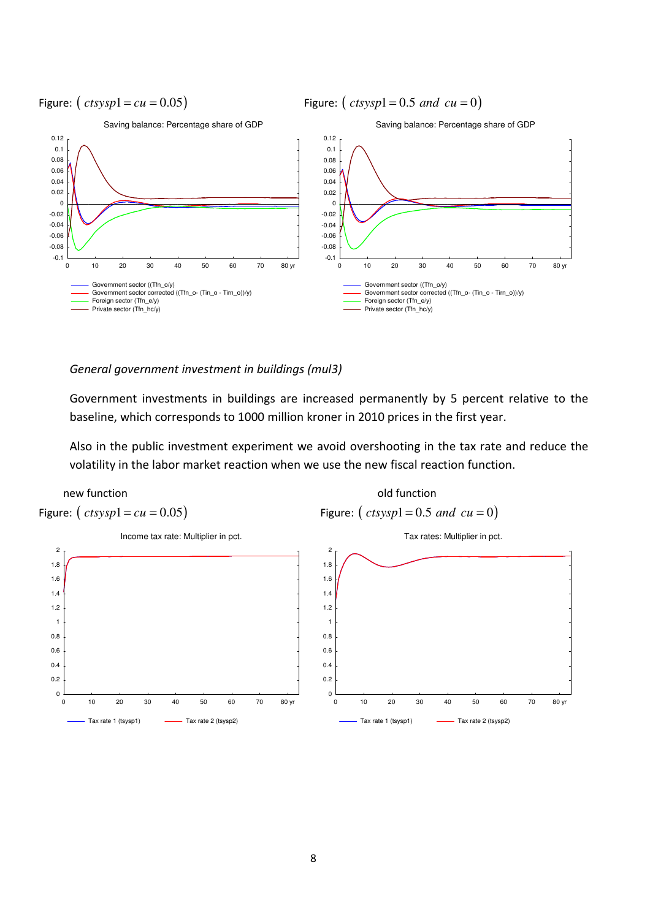Figure: ( $ctsysp1 = cu = 0.05$ )

Saving balance: Percentage share of GDP

- Government sector ((Tfn_o/y)
- Government sector corrected ((Tfn_o- (Tin_o - Tirn_o))/y)
- Foreign sector (Tfn_e/y)
- Private sector (Tfn_hc/y)

Figure: ( $ctsysp1 = 0.5$ *and* $cu = 0$ )

Saving balance: Percentage share of GDP

- Government sector ((Tfn_o/y)
- Government sector corrected ((Tfn_o- (Tin_o - Tirn_o))/y)
- Foreign sector (Tfn_e/y)
- Private sector (Tfn_hc/y)

*General government investment in buildings (mul3)*

Government investments in buildings are increased permanently by 5 percent relative to the baseline, which corresponds to 1000 million kroner in 2010 prices in the first year.

Also in the public investment experiment we avoid overshooting in the tax rate and reduce the volatility in the labor market reaction when we use the new fiscal reaction function.

new function

Figure: ( $ctsysp1 = cu = 0.05$ )

Income tax rate: Multiplier in pct.

- Tax rate 1 (tsysp1)
- Tax rate 2 (tsysp2)

old function

Figure: ( $ctsysp1 = 0.5$ *and* $cu = 0$ )

Tax rates: Multiplier in pct.

- Tax rate 1 (tsysp1)
- Tax rate 2 (tsysp2)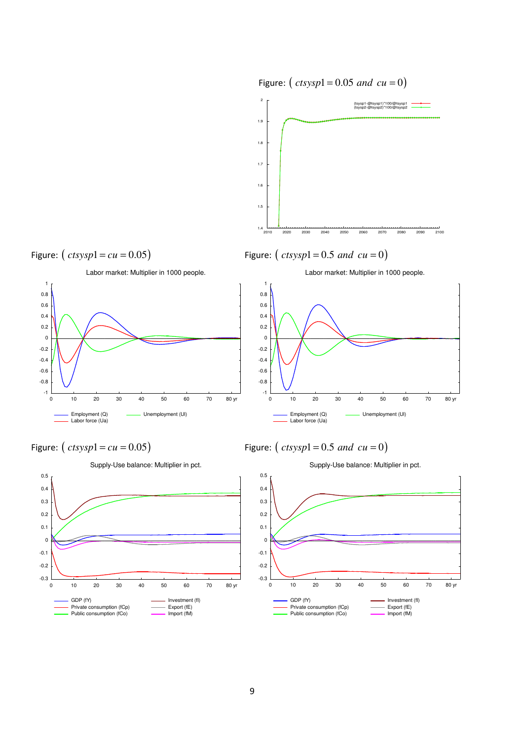Figure: $(\,ctsysp1 = 0.05 \; and \; cu = 0)$

Figure: $(\,ctsysp1 = cu = 0.05)$

Labor market: Multiplier in 1000 people.

Figure: $(\,ctsysp1 = 0.5 \; and \; cu = 0)$

Labor market: Multiplier in 1000 people.

Figure: $(\,ctsysp1 = cu = 0.05)$

Supply-Use balance: Multiplier in pct.

Figure: $(\,ctsysp1 = 0.5 \; and \; cu = 0)$

Supply-Use balance: Multiplier in pct.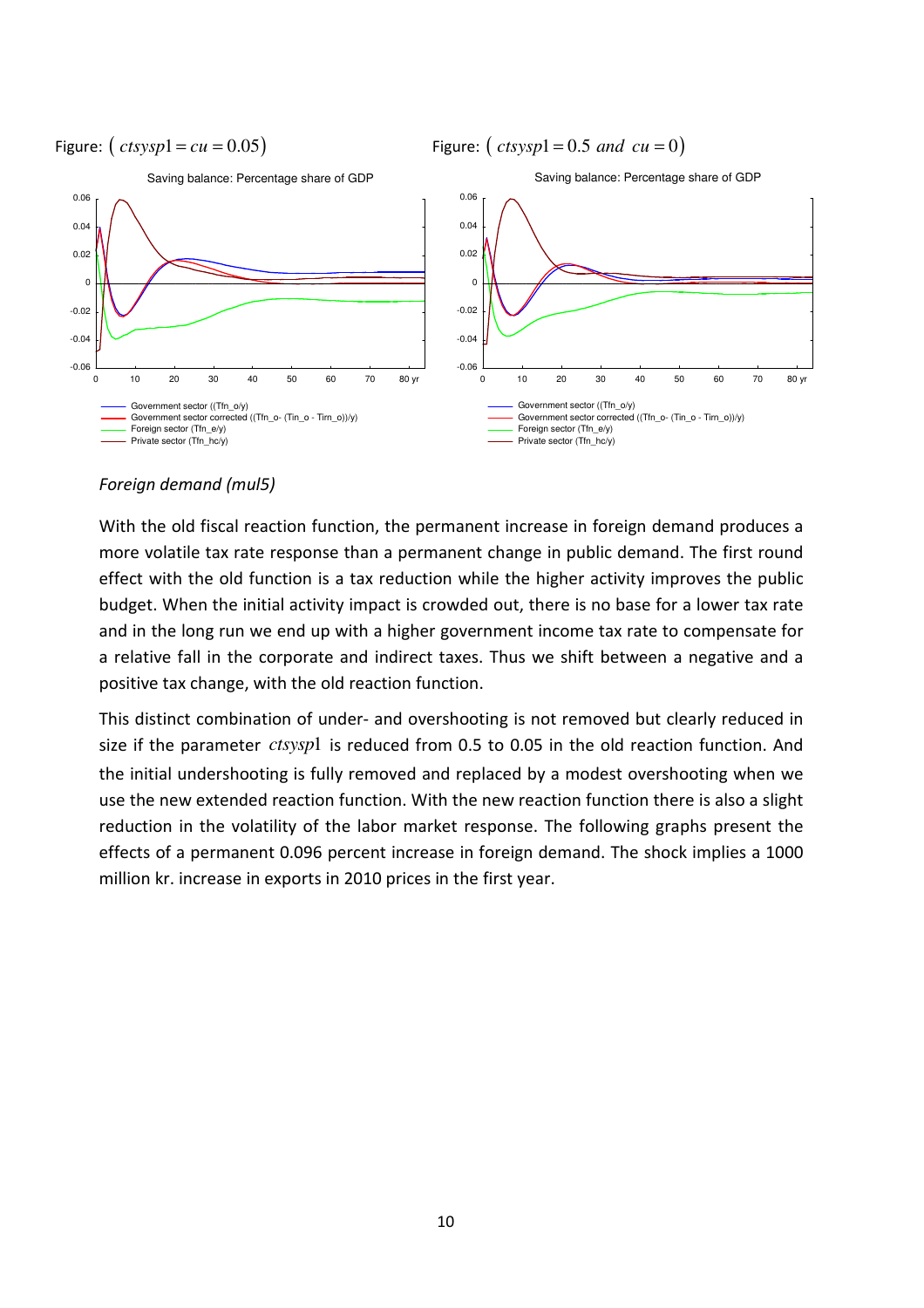Figure: ( $ctsysp1 = cu = 0.05$ )

Figure: ( $ctsysp1 = 0.5$ $and$ $cu = 0$ )

*Foreign demand (mul5)*

With the old fiscal reaction function, the permanent increase in foreign demand produces a more volatile tax rate response than a permanent change in public demand. The first round effect with the old function is a tax reduction while the higher activity improves the public budget. When the initial activity impact is crowded out, there is no base for a lower tax rate and in the long run we end up with a higher government income tax rate to compensate for a relative fall in the corporate and indirect taxes. Thus we shift between a negative and a positive tax change, with the old reaction function.

This distinct combination of under- and overshooting is not removed but clearly reduced in size if the parameter $ctsysp1$ is reduced from 0.5 to 0.05 in the old reaction function. And the initial undershooting is fully removed and replaced by a modest overshooting when we use the new extended reaction function. With the new reaction function there is also a slight reduction in the volatility of the labor market response. The following graphs present the effects of a permanent 0.096 percent increase in foreign demand. The shock implies a 1000 million kr. increase in exports in 2010 prices in the first year.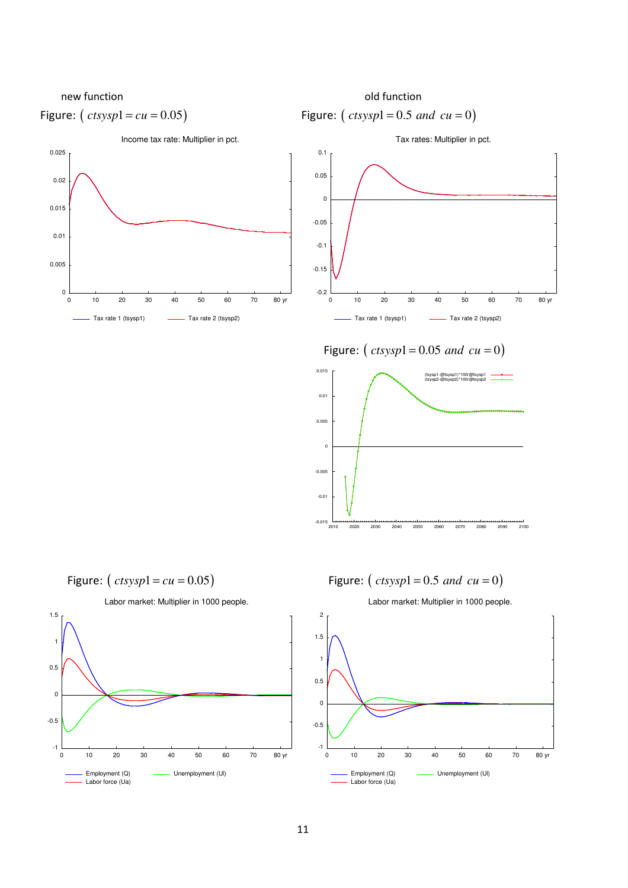new function

Figure: ( $ctsysp1 = cu = 0.05$)

Income tax rate: Multiplier in pct.

Tax rate 1 (tsysp1) Tax rate 2 (tsysp2)

old function

Figure: ( $ctsysp1 = 0.5$ *and* $cu = 0$)

Tax rates: Multiplier in pct.

Tax rate 1 (tsysp1) Tax rate 2 (tsysp2)

Figure: ( $ctsysp1 = 0.05$ *and* $cu = 0$)

(tsysp1-@tsysp1)*100/@tsysp1
(tsysp2-@tsysp2)*100/@tsysp2

Figure: ( $ctsysp1 = cu = 0.05$)

Labor market: Multiplier in 1000 people.

Employment (Q) Unemployment (Ul)
Labor force (Ua)

Figure: ( $ctsysp1 = 0.5$ *and* $cu = 0$)

Labor market: Multiplier in 1000 people.

Employment (Q) Unemployment (Ul)
Labor force (Ua)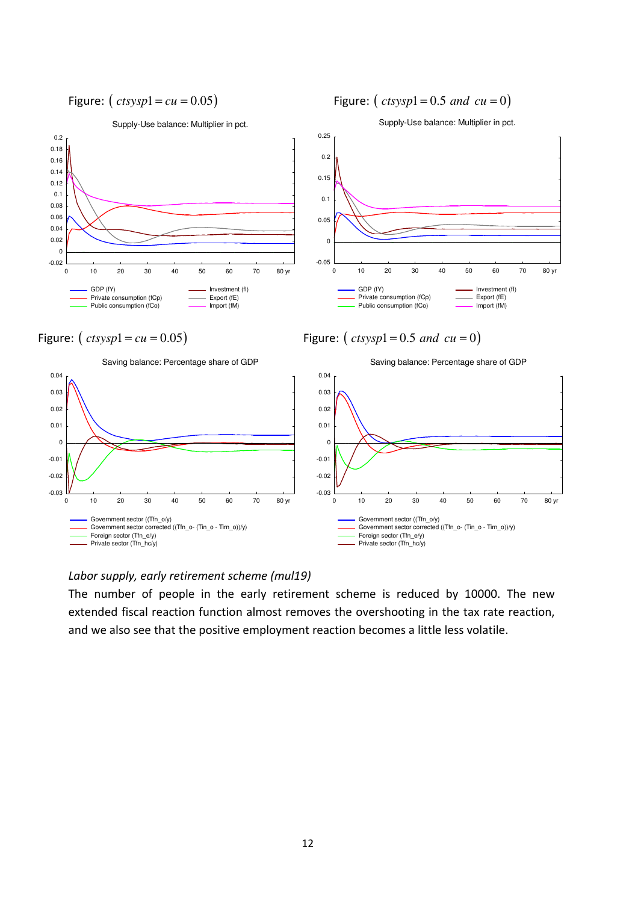Figure: ( $ctsysp1 = cu = 0.05$ )

Supply-Use balance: Multiplier in pct.

- GDP (fY)
- Private consumption (fCp)
- Public consumption (fCo)
- Investment (fI)
- Export (fE)
- Import (fM)

Figure: ( $ctsysp1 = 0.5$ *and* $cu = 0$ )

Supply-Use balance: Multiplier in pct.

- GDP (fY)
- Private consumption (fCp)
- Public consumption (fCo)
- Investment (fI)
- Export (fE)
- Import (fM)

Figure: ( $ctsysp1 = cu = 0.05$ )

Saving balance: Percentage share of GDP

- Government sector ((Tfn_o/y)
- Government sector corrected ((Tfn_o- (Tin_o - Tirn_o))/y)
- Foreign sector (Tfn_e/y)
- Private sector (Tfn_hc/y)

Figure: ( $ctsysp1 = 0.5$ *and* $cu = 0$ )

Saving balance: Percentage share of GDP

- Government sector ((Tfn_o/y)
- Government sector corrected ((Tfn_o- (Tin_o - Tirn_o))/y)
- Foreign sector (Tfn_e/y)
- Private sector (Tfn_hc/y)

*Labor supply, early retirement scheme (mul19)*

The number of people in the early retirement scheme is reduced by 10000. The new extended fiscal reaction function almost removes the overshooting in the tax rate reaction, and we also see that the positive employment reaction becomes a little less volatile.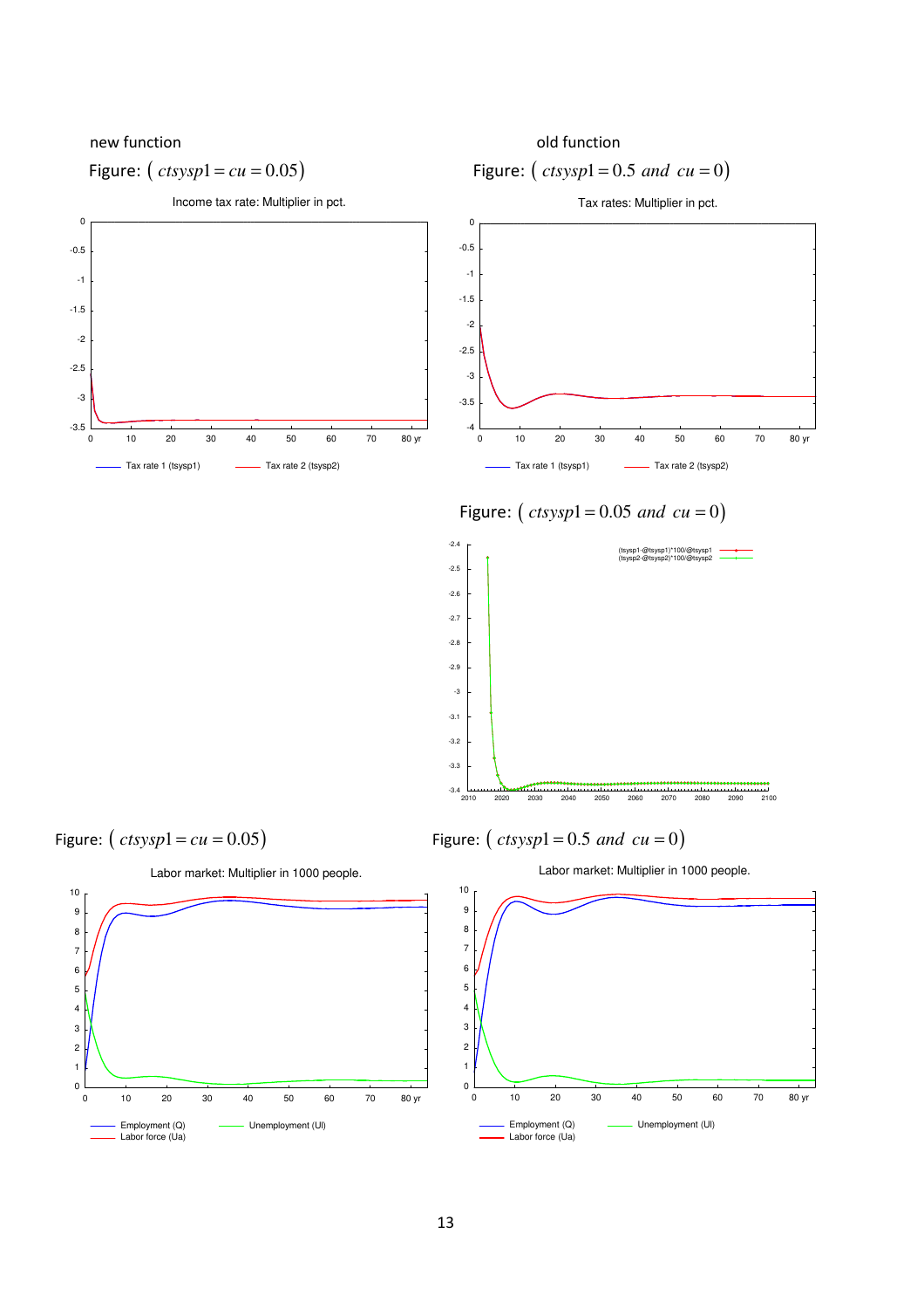new function

Figure: ( $ctsysp1 = cu = 0.05$)

Income tax rate: Multiplier in pct.

old function

Figure: ( $ctsysp1 = 0.5$ *and* $cu = 0$)

Tax rates: Multiplier in pct.

Figure: ( $ctsysp1 = 0.05$ *and* $cu = 0$)

Figure: ( $ctsysp1 = cu = 0.05$)

Labor market: Multiplier in 1000 people.

Figure: ( $ctsysp1 = 0.5$ *and* $cu = 0$)

Labor market: Multiplier in 1000 people.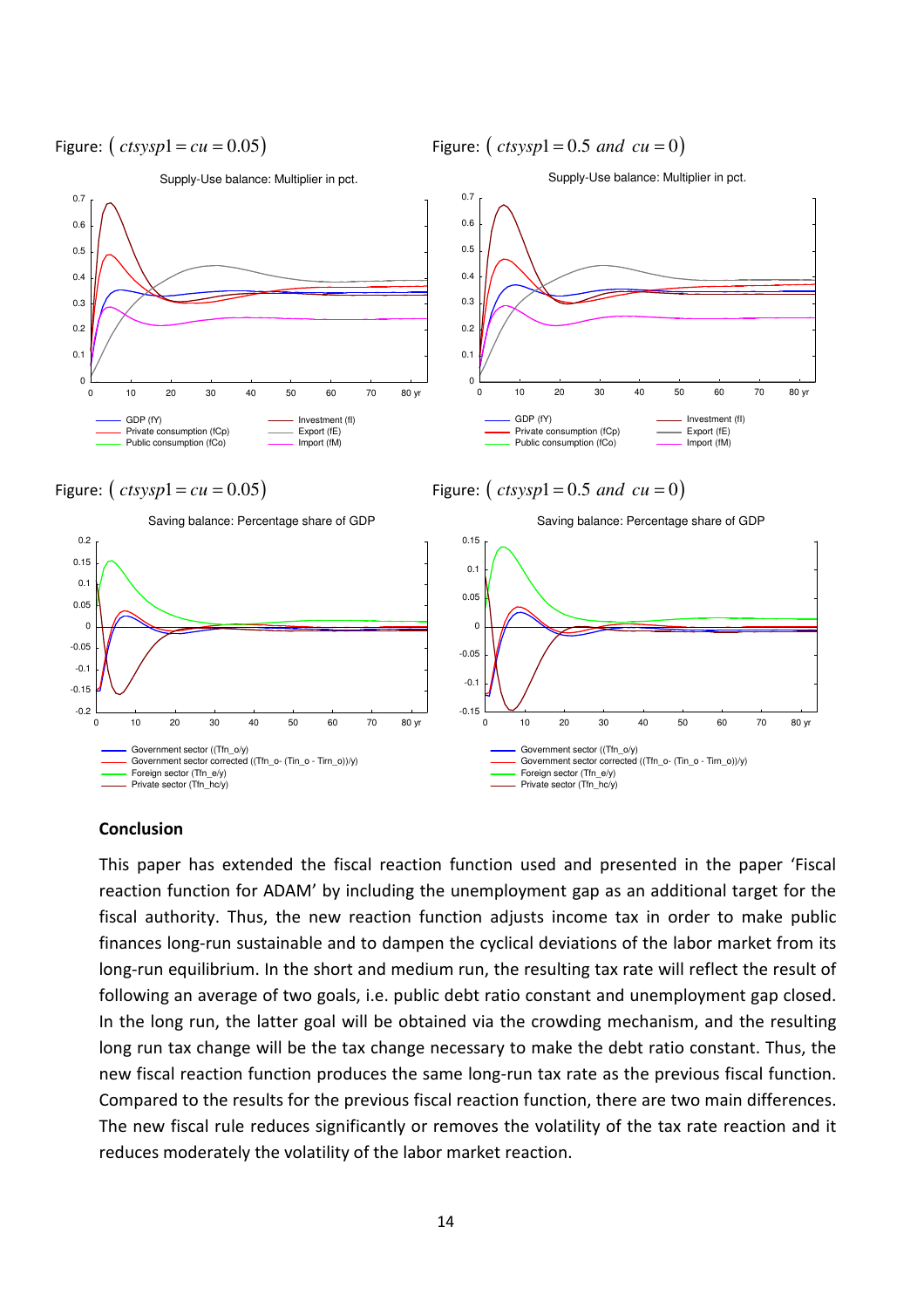Figure: $\left( ctsysp1 = cu = 0.05 \right)$

Figure: $\left( ctsysp1 = 0.5 \ and \ cu = 0 \right)$

Figure: $\left( ctsysp1 = cu = 0.05 \right)$

Figure: $\left( ctsysp1 = 0.5 \ and \ cu = 0 \right)$

**Conclusion**

This paper has extended the fiscal reaction function used and presented in the paper 'Fiscal reaction function for ADAM' by including the unemployment gap as an additional target for the fiscal authority. Thus, the new reaction function adjusts income tax in order to make public finances long-run sustainable and to dampen the cyclical deviations of the labor market from its long-run equilibrium. In the short and medium run, the resulting tax rate will reflect the result of following an average of two goals, i.e. public debt ratio constant and unemployment gap closed. In the long run, the latter goal will be obtained via the crowding mechanism, and the resulting long run tax change will be the tax change necessary to make the debt ratio constant. Thus, the new fiscal reaction function produces the same long-run tax rate as the previous fiscal function. Compared to the results for the previous fiscal reaction function, there are two main differences. The new fiscal rule reduces significantly or removes the volatility of the tax rate reaction and it reduces moderately the volatility of the labor market reaction.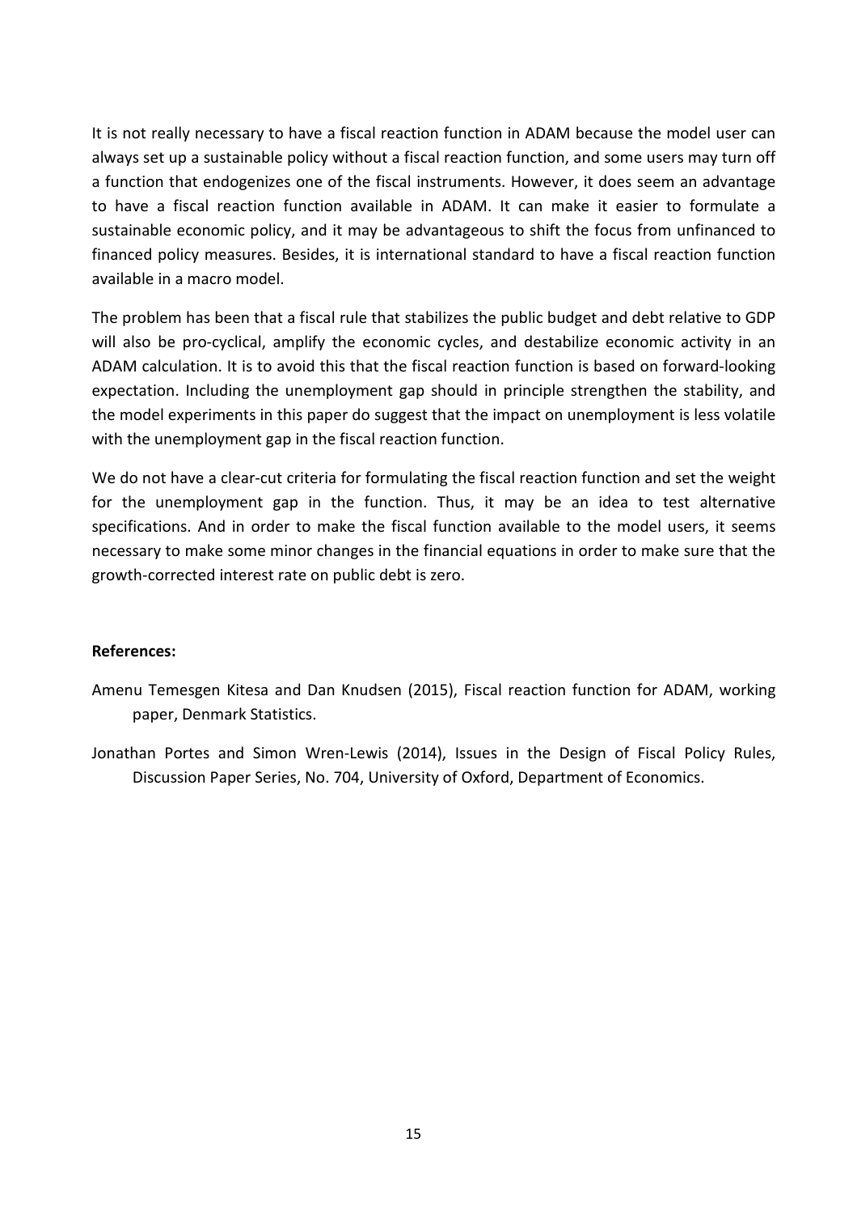It is not really necessary to have a fiscal reaction function in ADAM because the model user can always set up a sustainable policy without a fiscal reaction function, and some users may turn off a function that endogenizes one of the fiscal instruments. However, it does seem an advantage to have a fiscal reaction function available in ADAM. It can make it easier to formulate a sustainable economic policy, and it may be advantageous to shift the focus from unfinanced to financed policy measures. Besides, it is international standard to have a fiscal reaction function available in a macro model.

The problem has been that a fiscal rule that stabilizes the public budget and debt relative to GDP will also be pro-cyclical, amplify the economic cycles, and destabilize economic activity in an ADAM calculation. It is to avoid this that the fiscal reaction function is based on forward-looking expectation. Including the unemployment gap should in principle strengthen the stability, and the model experiments in this paper do suggest that the impact on unemployment is less volatile with the unemployment gap in the fiscal reaction function.

We do not have a clear-cut criteria for formulating the fiscal reaction function and set the weight for the unemployment gap in the function. Thus, it may be an idea to test alternative specifications. And in order to make the fiscal function available to the model users, it seems necessary to make some minor changes in the financial equations in order to make sure that the growth-corrected interest rate on public debt is zero.

**References:**

Amenu Temesgen Kitesa and Dan Knudsen (2015), Fiscal reaction function for ADAM, working paper, Denmark Statistics.

Jonathan Portes and Simon Wren-Lewis (2014), Issues in the Design of Fiscal Policy Rules, Discussion Paper Series, No. 704, University of Oxford, Department of Economics.